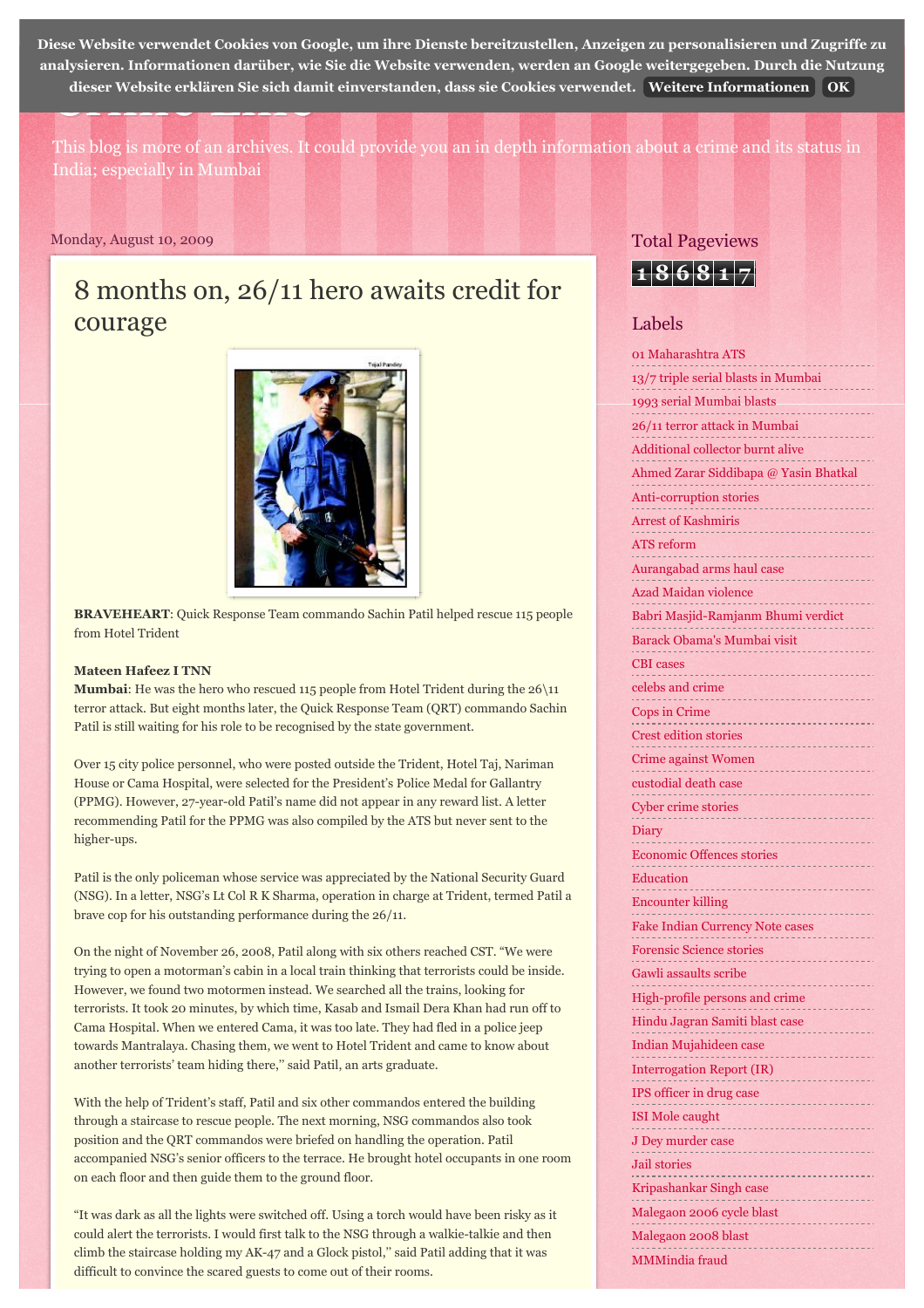Diese Website verwendet Cookies von Google, um ihre Dienste bereitzustellen, Anzeigen zu personalisieren und Zugriffe zu analysieren. Informationen darüber, wie Sie die Website verwenden, werden an Google weitergegeben. Durch die Nutzung dieser Website erklären Sie sich damit einverstanden, dass sie Cookies verwendet. Weitere Informationen OK

This blog is more of an archives. It could provide you an in depth information about a crime and its status in India; especially in Mumbai

Monday, August 10, 2009

# 8 months on, 26/11 hero awaits credit for courage

**BRAVEHEART**: Quick Response Team commando Sachin Patil helped rescue 115 people from Hotel Trident

**Mateen Hafeez I TNN**

**Mumbai**: He was the hero who rescued 115 people from Hotel Trident during the 26\11 terror attack. But eight months later, the Quick Response Team (QRT) commando Sachin Patil is still waiting for his role to be recognised by the state government.

Over 15 city police personnel, who were posted outside the Trident, Hotel Taj, Nariman House or Cama Hospital, were selected for the President's Police Medal for Gallantry (PPMG). However, 27-year-old Patil's name did not appear in any reward list. A letter recommending Patil for the PPMG was also compiled by the ATS but never sent to the higher-ups.

Patil is the only policeman whose service was appreciated by the National Security Guard (NSG). In a letter, NSG's Lt Col R K Sharma, operation in charge at Trident, termed Patil a brave cop for his outstanding performance during the 26/11.

On the night of November 26, 2008, Patil along with six others reached CST. "We were trying to open a motorman's cabin in a local train thinking that terrorists could be inside. However, we found two motormen instead. We searched all the trains, looking for terrorists. It took 20 minutes, by which time, Kasab and Ismail Dera Khan had run off to Cama Hospital. When we entered Cama, it was too late. They had fled in a police jeep towards Mantralaya. Chasing them, we went to Hotel Trident and came to know about another terrorists' team hiding there," said Patil, an arts graduate.

With the help of Trident's staff, Patil and six other commandos entered the building through a staircase to rescue people. The next morning, NSG commandos also took position and the QRT commandos were briefed on handling the operation. Patil accompanied NSG's senior officers to the terrace. He brought hotel occupants in one room on each floor and then guide them to the ground floor.

"It was dark as all the lights were switched off. Using a torch would have been risky as it could alert the terrorists. I would first talk to the NSG through a walkie-talkie and then climb the staircase holding my AK-47 and a Glock pistol," said Patil adding that it was difficult to convince the scared guests to come out of their rooms.

## Total Pageviews

186817

## Labels

- 01 Maharashtra ATS
- 13/7 triple serial blasts in Mumbai
- 1993 serial Mumbai blasts
- 26/11 terror attack in Mumbai
- Additional collector burnt alive
- Ahmed Zarar Siddibapa @ Yasin Bhatkal
- Anti-corruption stories
- Arrest of Kashmiris
- ATS reform
- Aurangabad arms haul case
- Azad Maidan violence
- Babri Masjid-Ramjanm Bhumi verdict
- Barack Obama's Mumbai visit
- CBI cases
- celebs and crime
- Cops in Crime
- Crest edition stories
- Crime against Women
- custodial death case
- Cyber crime stories
- Diary
- Economic Offences stories
- Education
- Encounter killing
- Fake Indian Currency Note cases
- Forensic Science stories
- Gawli assaults scribe
- High-profile persons and crime
- Hindu Jagran Samiti blast case
- Indian Mujahideen case
- Interrogation Report (IR)
- IPS officer in drug case
- ISI Mole caught
- J Dey murder case
- Jail stories
- Kripashankar Singh case
- Malegaon 2006 cycle blast
- Malegaon 2008 blast
- MMMindia fraud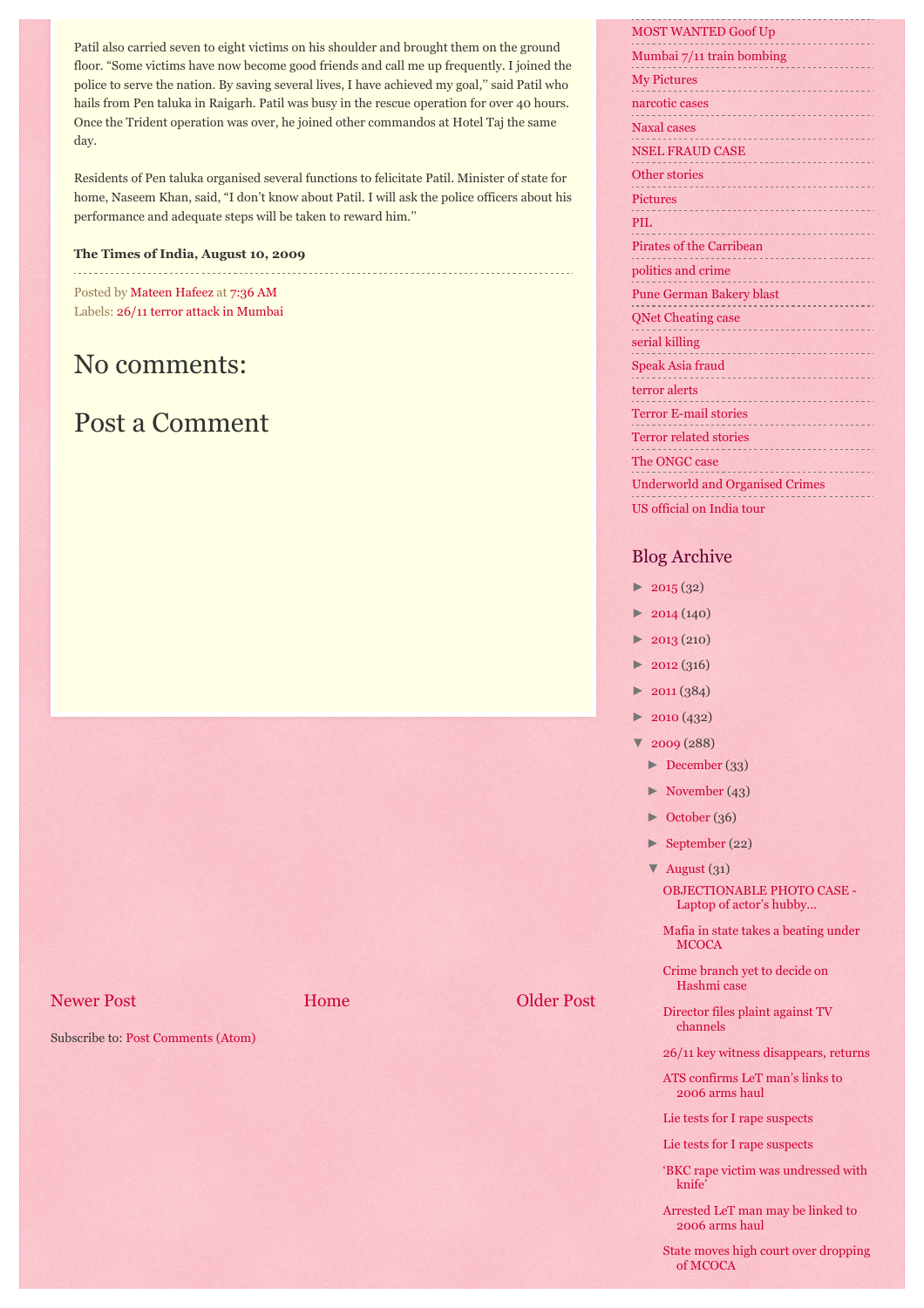Patil also carried seven to eight victims on his shoulder and brought them on the ground floor. “Some victims have now become good friends and call me up frequently. I joined the police to serve the nation. By saving several lives, I have achieved my goal,” said Patil who hails from Pen taluka in Raigarh. Patil was busy in the rescue operation for over 40 hours. Once the Trident operation was over, he joined other commandos at Hotel Taj the same day.

Residents of Pen taluka organised several functions to felicitate Patil. Minister of state for home, Naseem Khan, said, “I don’t know about Patil. I will ask the police officers about his performance and adequate steps will be taken to reward him.”

**The Times of India, August 10, 2009**

Posted by Mateen Hafeez at 7:36 AM
Labels: 26/11 terror attack in Mumbai

## No comments:

## Post a Comment

Newer Post | Home | Older Post

Subscribe to: Post Comments (Atom)

- MOST WANTED Goof Up
- Mumbai 7/11 train bombing
- My Pictures
- narcotic cases
- Naxal cases
- NSEL FRAUD CASE
- Other stories
- Pictures
- PIL
- Pirates of the Carribean
- politics and crime
- Pune German Bakery blast
- QNet Cheating case
- serial killing
- Speak Asia fraud
- terror alerts
- Terror E-mail stories
- Terror related stories
- The ONGC case
- Underworld and Organised Crimes
- US official on India tour

### Blog Archive

- ► 2015 (32)
- ► 2014 (140)
- ► 2013 (210)
- ► 2012 (316)
- ► 2011 (384)
- ► 2010 (432)
- ▼ 2009 (288)
  - ► December (33)
  - ► November (43)
  - ► October (36)
  - ► September (22)
  - ▼ August (31)
    - OBJECTIONABLE PHOTO CASE - Laptop of actor’s hubby...
    - Mafia in state takes a beating under MCOCA
    - Crime branch yet to decide on Hashmi case
    - Director files plaint against TV channels
    - 26/11 key witness disappears, returns
    - ATS confirms LeT man’s links to 2006 arms haul
    - Lie tests for I rape suspects
    - Lie tests for I rape suspects
    - ‘BKC rape victim was undressed with knife’
    - Arrested LeT man may be linked to 2006 arms haul
    - State moves high court over dropping of MCOCA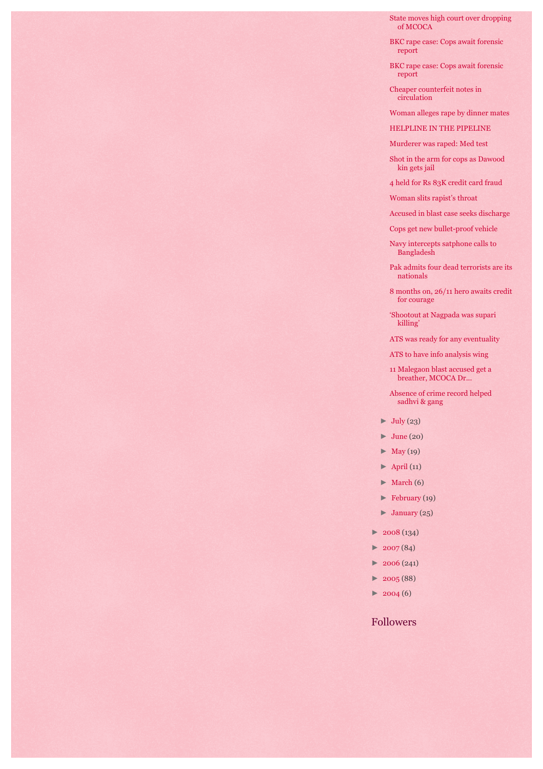- State moves high court over dropping of MCOCA
- BKC rape case: Cops await forensic report
- BKC rape case: Cops await forensic report
- Cheaper counterfeit notes in circulation
- Woman alleges rape by dinner mates
- HELPLINE IN THE PIPELINE
- Murderer was raped: Med test
- Shot in the arm for cops as Dawood kin gets jail
- 4 held for Rs 83K credit card fraud
- Woman slits rapist's throat
- Accused in blast case seeks discharge
- Cops get new bullet-proof vehicle
- Navy intercepts satphone calls to Bangladesh
- Pak admits four dead terrorists are its nationals
- 8 months on, 26/11 hero awaits credit for courage
- 'Shootout at Nagpada was supari killing'
- ATS was ready for any eventuality
- ATS to have info analysis wing
- 11 Malegaon blast accused get a breather, MCOCA Dr...
- Absence of crime record helped sadhvi & gang

- ► July (23)
- ► June (20)
- ► May (19)
- ► April (11)
- ► March (6)
- ► February (19)
- ► January (25)

- ► 2008 (134)
- ► 2007 (84)
- ► 2006 (241)
- ► 2005 (88)
- ► 2004 (6)

## Followers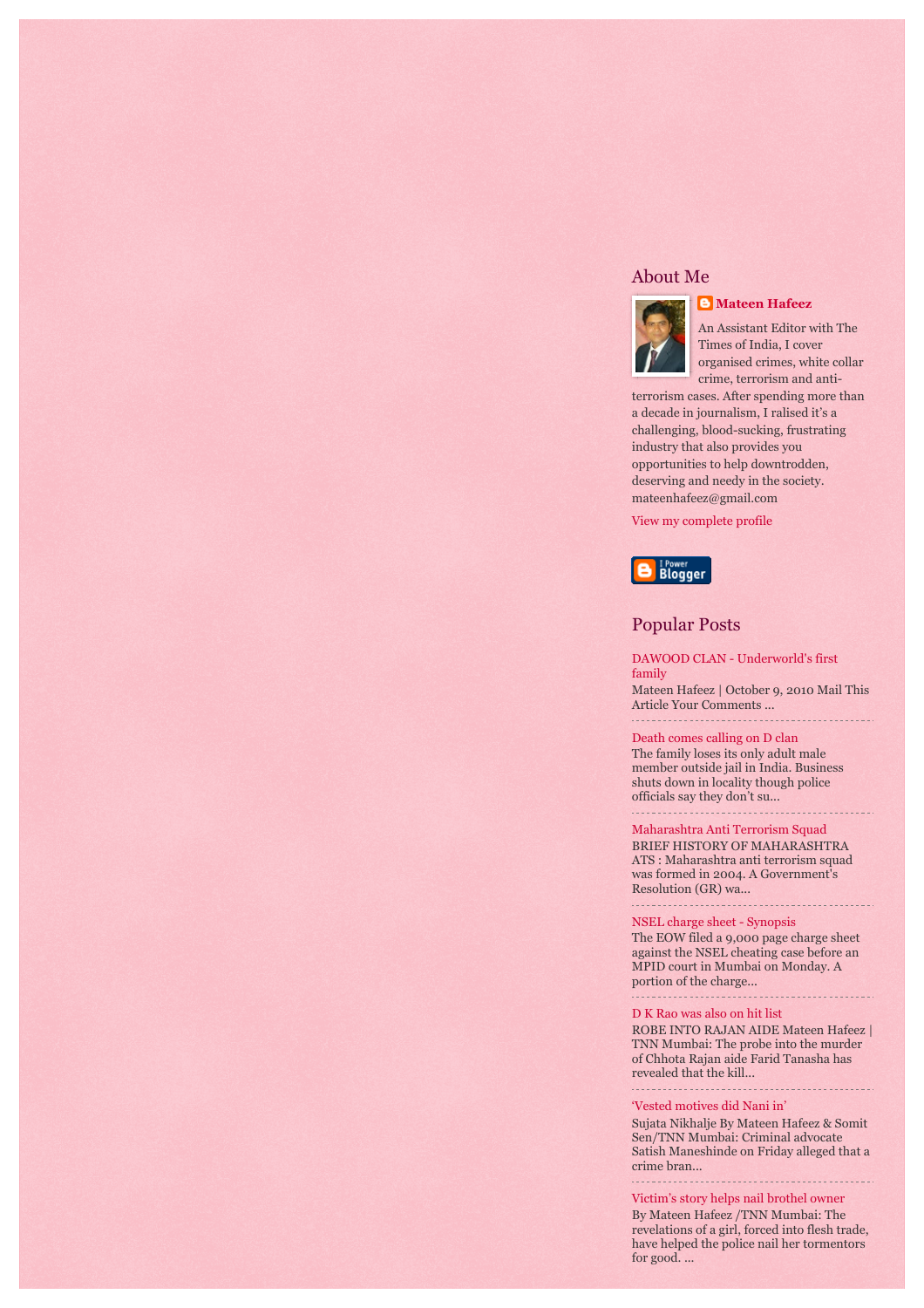## About Me

**Mateen Hafeez**

An Assistant Editor with The Times of India, I cover organised crimes, white collar crime, terrorism and anti-terrorism cases. After spending more than a decade in journalism, I ralised it's a challenging, blood-sucking, frustrating industry that also provides you opportunities to help downtrodden, deserving and needy in the society. mateenhafeez@gmail.com

View my complete profile

## Popular Posts

DAWOOD CLAN - Underworld's first family

Mateen Hafeez | October 9, 2010 Mail This Article Your Comments ...

---

Death comes calling on D clan

The family loses its only adult male member outside jail in India. Business shuts down in locality though police officials say they don't su...

---

Maharashtra Anti Terrorism Squad

BRIEF HISTORY OF MAHARASHTRA ATS : Maharashtra anti terrorism squad was formed in 2004. A Government's Resolution (GR) wa...

---

NSEL charge sheet - Synopsis

The EOW filed a 9,000 page charge sheet against the NSEL cheating case before an MPID court in Mumbai on Monday. A portion of the charge...

---

D K Rao was also on hit list

ROBE INTO RAJAN AIDE Mateen Hafeez | TNN Mumbai: The probe into the murder of Chhota Rajan aide Farid Tanasha has revealed that the kill...

---

'Vested motives did Nani in'

Sujata Nikhalje By Mateen Hafeez & Somit Sen/TNN Mumbai: Criminal advocate Satish Maneshinde on Friday alleged that a crime bran...

---

Victim's story helps nail brothel owner

By Mateen Hafeez /TNN Mumbai: The revelations of a girl, forced into flesh trade, have helped the police nail her tormentors for good. ...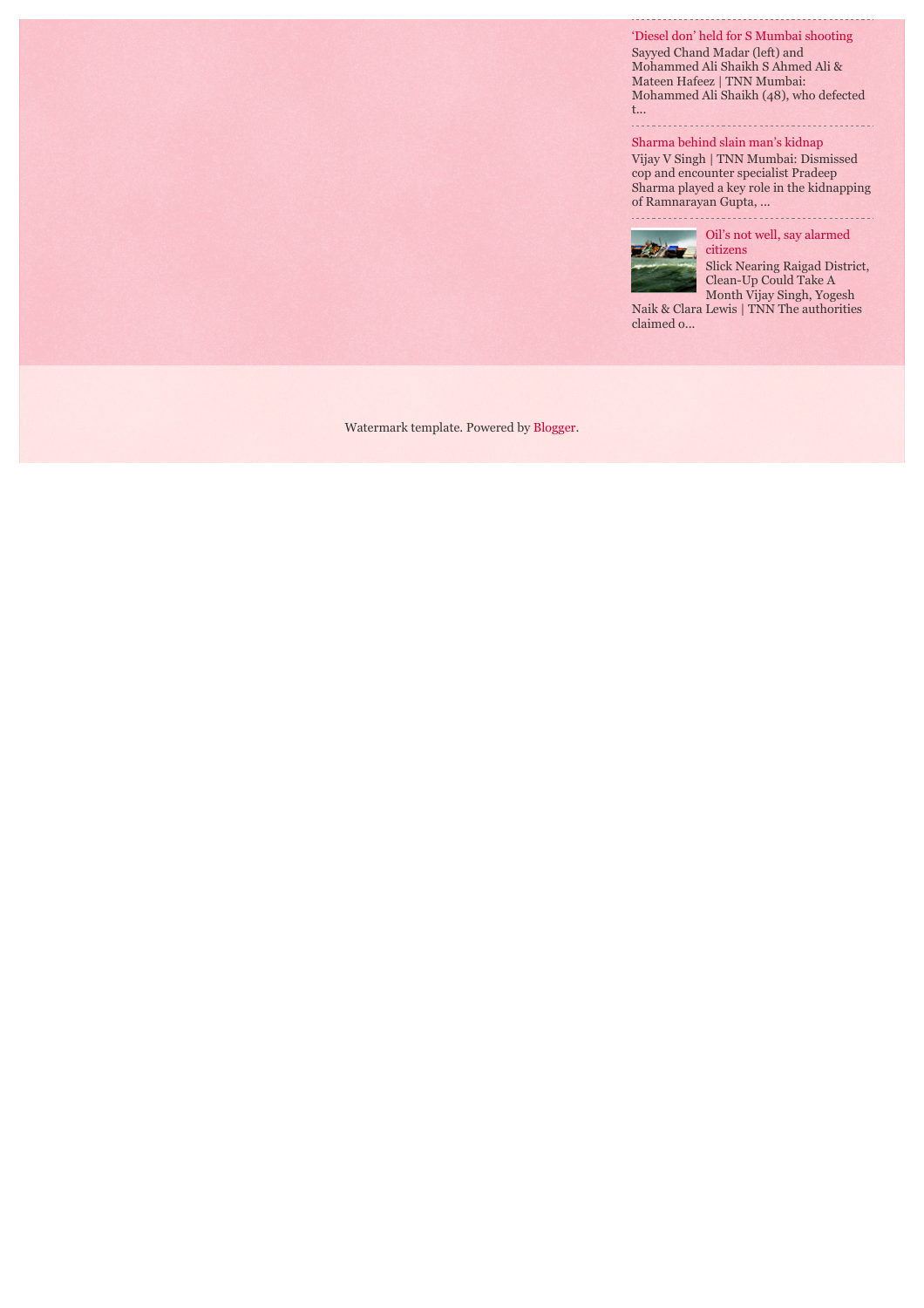'Diesel don' held for S Mumbai shooting

Sayyed Chand Madar (left) and Mohammed Ali Shaikh S Ahmed Ali & Mateen Hafeez | TNN Mumbai: Mohammed Ali Shaikh (48), who defected t...

Sharma behind slain man's kidnap

Vijay V Singh | TNN Mumbai: Dismissed cop and encounter specialist Pradeep Sharma played a key role in the kidnapping of Ramnarayan Gupta, ...

Oil's not well, say alarmed citizens

Slick Nearing Raigad District, Clean-Up Could Take A Month Vijay Singh, Yogesh Naik & Clara Lewis | TNN The authorities claimed o...

Watermark template. Powered by Blogger.